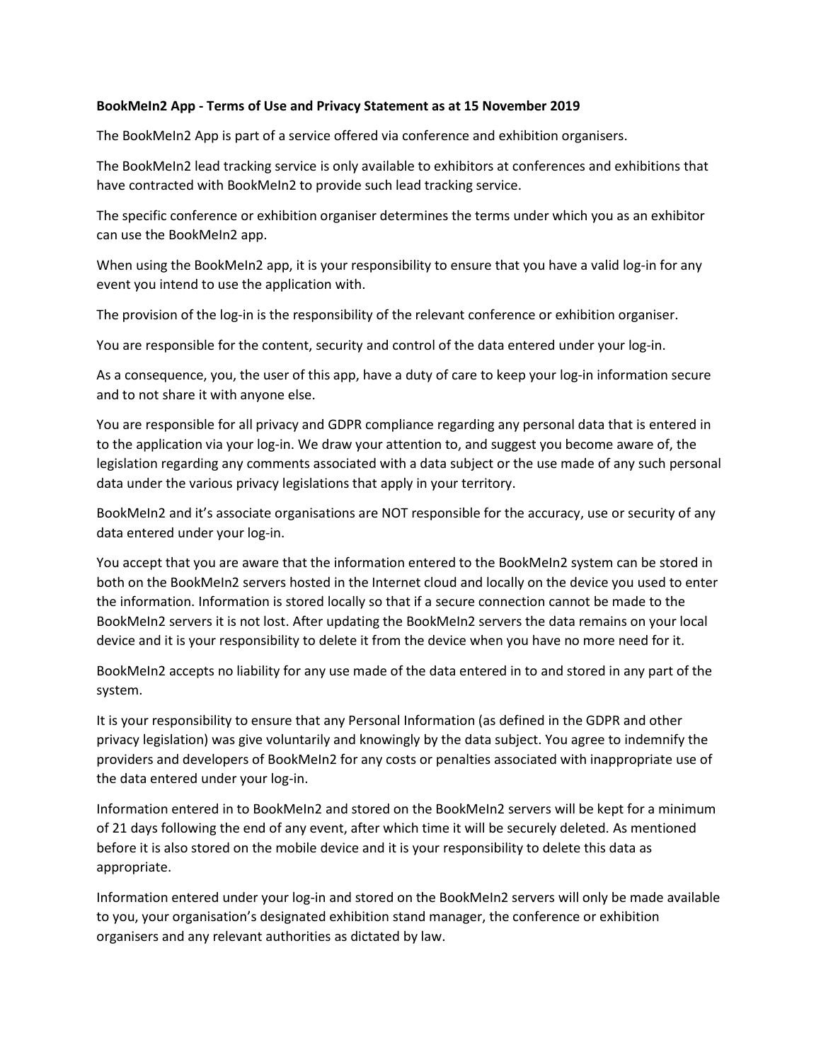**BookMeIn2 App - Terms of Use and Privacy Statement as at 15 November 2019**

The BookMeIn2 App is part of a service offered via conference and exhibition organisers.

The BookMeIn2 lead tracking service is only available to exhibitors at conferences and exhibitions that have contracted with BookMeIn2 to provide such lead tracking service.

The specific conference or exhibition organiser determines the terms under which you as an exhibitor can use the BookMeIn2 app.

When using the BookMeIn2 app, it is your responsibility to ensure that you have a valid log-in for any event you intend to use the application with.

The provision of the log-in is the responsibility of the relevant conference or exhibition organiser.

You are responsible for the content, security and control of the data entered under your log-in.

As a consequence, you, the user of this app, have a duty of care to keep your log-in information secure and to not share it with anyone else.

You are responsible for all privacy and GDPR compliance regarding any personal data that is entered in to the application via your log-in. We draw your attention to, and suggest you become aware of, the legislation regarding any comments associated with a data subject or the use made of any such personal data under the various privacy legislations that apply in your territory.

BookMeIn2 and it's associate organisations are NOT responsible for the accuracy, use or security of any data entered under your log-in.

You accept that you are aware that the information entered to the BookMeIn2 system can be stored in both on the BookMeIn2 servers hosted in the Internet cloud and locally on the device you used to enter the information. Information is stored locally so that if a secure connection cannot be made to the BookMeIn2 servers it is not lost. After updating the BookMeIn2 servers the data remains on your local device and it is your responsibility to delete it from the device when you have no more need for it.

BookMeIn2 accepts no liability for any use made of the data entered in to and stored in any part of the system.

It is your responsibility to ensure that any Personal Information (as defined in the GDPR and other privacy legislation) was give voluntarily and knowingly by the data subject. You agree to indemnify the providers and developers of BookMeIn2 for any costs or penalties associated with inappropriate use of the data entered under your log-in.

Information entered in to BookMeIn2 and stored on the BookMeIn2 servers will be kept for a minimum of 21 days following the end of any event, after which time it will be securely deleted. As mentioned before it is also stored on the mobile device and it is your responsibility to delete this data as appropriate.

Information entered under your log-in and stored on the BookMeIn2 servers will only be made available to you, your organisation's designated exhibition stand manager, the conference or exhibition organisers and any relevant authorities as dictated by law.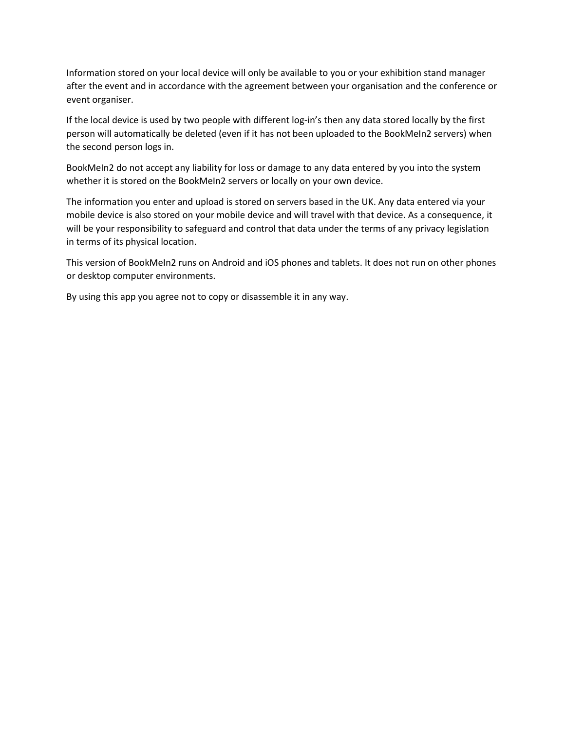Information stored on your local device will only be available to you or your exhibition stand manager after the event and in accordance with the agreement between your organisation and the conference or event organiser.

If the local device is used by two people with different log-in's then any data stored locally by the first person will automatically be deleted (even if it has not been uploaded to the BookMeIn2 servers) when the second person logs in.

BookMeIn2 do not accept any liability for loss or damage to any data entered by you into the system whether it is stored on the BookMeIn2 servers or locally on your own device.

The information you enter and upload is stored on servers based in the UK. Any data entered via your mobile device is also stored on your mobile device and will travel with that device. As a consequence, it will be your responsibility to safeguard and control that data under the terms of any privacy legislation in terms of its physical location.

This version of BookMeIn2 runs on Android and iOS phones and tablets. It does not run on other phones or desktop computer environments.

By using this app you agree not to copy or disassemble it in any way.